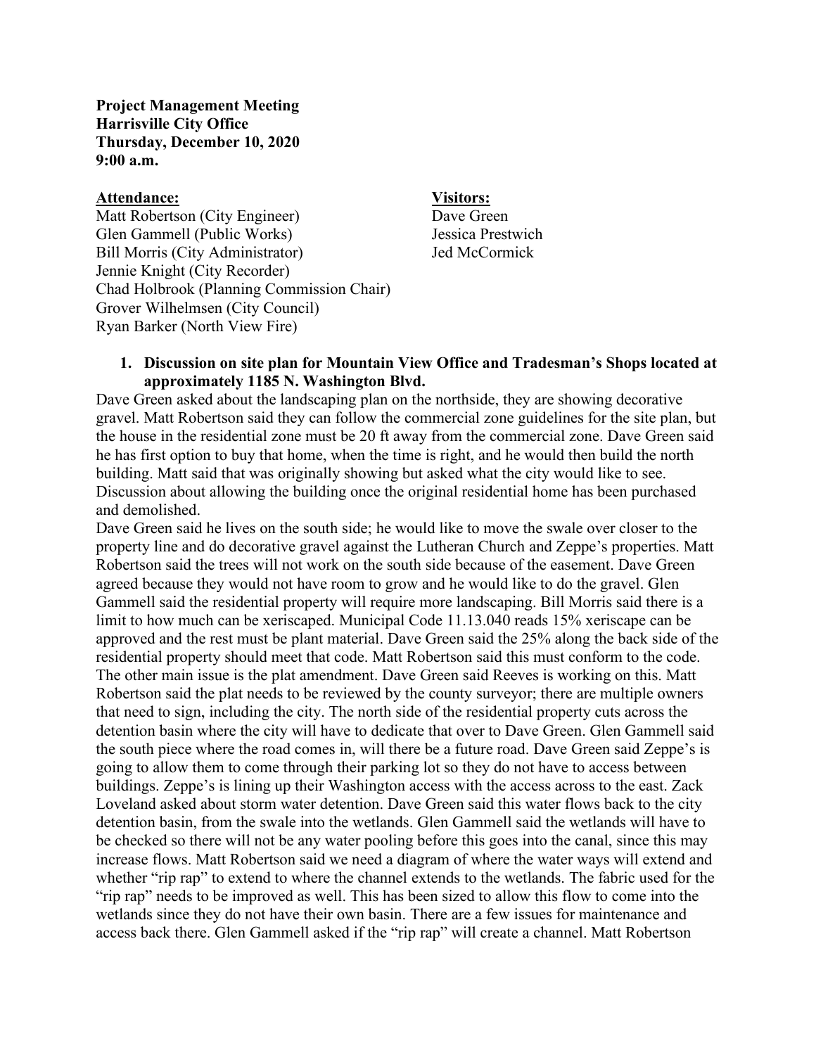**Project Management Meeting**
**Harrisville City Office**
**Thursday, December 10, 2020**
**9:00 a.m.**

**Attendance:**
Matt Robertson (City Engineer)
Glen Gammell (Public Works)
Bill Morris (City Administrator)
Jennie Knight (City Recorder)
Chad Holbrook (Planning Commission Chair)
Grover Wilhelmsen (City Council)
Ryan Barker (North View Fire)

**Visitors:**
Dave Green
Jessica Prestwich
Jed McCormick

1. **Discussion on site plan for Mountain View Office and Tradesman's Shops located at approximately 1185 N. Washington Blvd.**

Dave Green asked about the landscaping plan on the northside, they are showing decorative gravel. Matt Robertson said they can follow the commercial zone guidelines for the site plan, but the house in the residential zone must be 20 ft away from the commercial zone. Dave Green said he has first option to buy that home, when the time is right, and he would then build the north building. Matt said that was originally showing but asked what the city would like to see. Discussion about allowing the building once the original residential home has been purchased and demolished.

Dave Green said he lives on the south side; he would like to move the swale over closer to the property line and do decorative gravel against the Lutheran Church and Zeppe's properties. Matt Robertson said the trees will not work on the south side because of the easement. Dave Green agreed because they would not have room to grow and he would like to do the gravel. Glen Gammell said the residential property will require more landscaping. Bill Morris said there is a limit to how much can be xeriscaped. Municipal Code 11.13.040 reads 15% xeriscape can be approved and the rest must be plant material. Dave Green said the 25% along the back side of the residential property should meet that code. Matt Robertson said this must conform to the code. The other main issue is the plat amendment. Dave Green said Reeves is working on this. Matt Robertson said the plat needs to be reviewed by the county surveyor; there are multiple owners that need to sign, including the city. The north side of the residential property cuts across the detention basin where the city will have to dedicate that over to Dave Green. Glen Gammell said the south piece where the road comes in, will there be a future road. Dave Green said Zeppe's is going to allow them to come through their parking lot so they do not have to access between buildings. Zeppe's is lining up their Washington access with the access across to the east. Zack Loveland asked about storm water detention. Dave Green said this water flows back to the city detention basin, from the swale into the wetlands. Glen Gammell said the wetlands will have to be checked so there will not be any water pooling before this goes into the canal, since this may increase flows. Matt Robertson said we need a diagram of where the water ways will extend and whether "rip rap" to extend to where the channel extends to the wetlands. The fabric used for the "rip rap" needs to be improved as well. This has been sized to allow this flow to come into the wetlands since they do not have their own basin. There are a few issues for maintenance and access back there. Glen Gammell asked if the "rip rap" will create a channel. Matt Robertson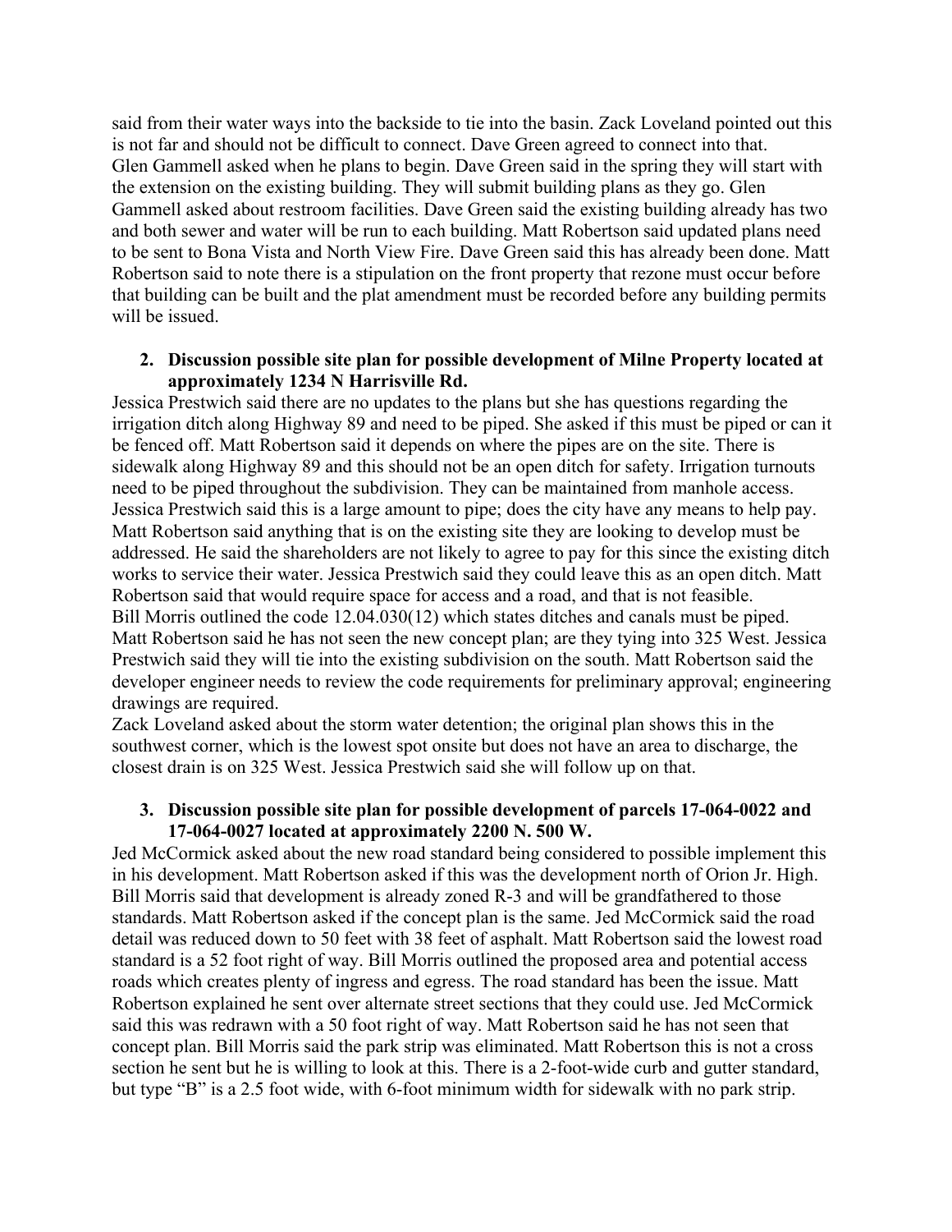said from their water ways into the backside to tie into the basin. Zack Loveland pointed out this is not far and should not be difficult to connect. Dave Green agreed to connect into that. Glen Gammell asked when he plans to begin. Dave Green said in the spring they will start with the extension on the existing building. They will submit building plans as they go. Glen Gammell asked about restroom facilities. Dave Green said the existing building already has two and both sewer and water will be run to each building. Matt Robertson said updated plans need to be sent to Bona Vista and North View Fire. Dave Green said this has already been done. Matt Robertson said to note there is a stipulation on the front property that rezone must occur before that building can be built and the plat amendment must be recorded before any building permits will be issued.

2. **Discussion possible site plan for possible development of Milne Property located at approximately 1234 N Harrisville Rd.**

Jessica Prestwich said there are no updates to the plans but she has questions regarding the irrigation ditch along Highway 89 and need to be piped. She asked if this must be piped or can it be fenced off. Matt Robertson said it depends on where the pipes are on the site. There is sidewalk along Highway 89 and this should not be an open ditch for safety. Irrigation turnouts need to be piped throughout the subdivision. They can be maintained from manhole access. Jessica Prestwich said this is a large amount to pipe; does the city have any means to help pay. Matt Robertson said anything that is on the existing site they are looking to develop must be addressed. He said the shareholders are not likely to agree to pay for this since the existing ditch works to service their water. Jessica Prestwich said they could leave this as an open ditch. Matt Robertson said that would require space for access and a road, and that is not feasible. Bill Morris outlined the code 12.04.030(12) which states ditches and canals must be piped. Matt Robertson said he has not seen the new concept plan; are they tying into 325 West. Jessica Prestwich said they will tie into the existing subdivision on the south. Matt Robertson said the developer engineer needs to review the code requirements for preliminary approval; engineering drawings are required.

Zack Loveland asked about the storm water detention; the original plan shows this in the southwest corner, which is the lowest spot onsite but does not have an area to discharge, the closest drain is on 325 West. Jessica Prestwich said she will follow up on that.

3. **Discussion possible site plan for possible development of parcels 17-064-0022 and 17-064-0027 located at approximately 2200 N. 500 W.**

Jed McCormick asked about the new road standard being considered to possible implement this in his development. Matt Robertson asked if this was the development north of Orion Jr. High. Bill Morris said that development is already zoned R-3 and will be grandfathered to those standards. Matt Robertson asked if the concept plan is the same. Jed McCormick said the road detail was reduced down to 50 feet with 38 feet of asphalt. Matt Robertson said the lowest road standard is a 52 foot right of way. Bill Morris outlined the proposed area and potential access roads which creates plenty of ingress and egress. The road standard has been the issue. Matt Robertson explained he sent over alternate street sections that they could use. Jed McCormick said this was redrawn with a 50 foot right of way. Matt Robertson said he has not seen that concept plan. Bill Morris said the park strip was eliminated. Matt Robertson this is not a cross section he sent but he is willing to look at this. There is a 2-foot-wide curb and gutter standard, but type "B" is a 2.5 foot wide, with 6-foot minimum width for sidewalk with no park strip.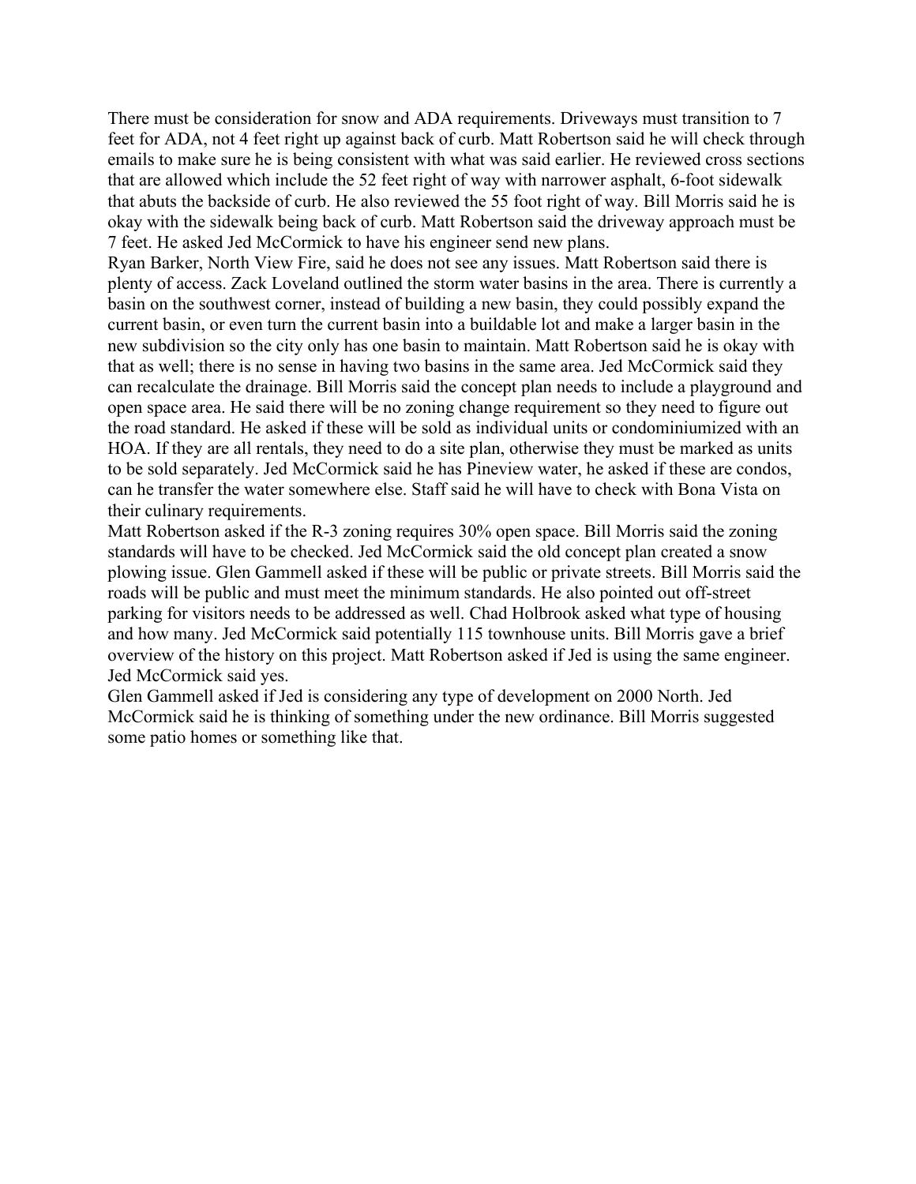There must be consideration for snow and ADA requirements. Driveways must transition to 7 feet for ADA, not 4 feet right up against back of curb. Matt Robertson said he will check through emails to make sure he is being consistent with what was said earlier. He reviewed cross sections that are allowed which include the 52 feet right of way with narrower asphalt, 6-foot sidewalk that abuts the backside of curb. He also reviewed the 55 foot right of way. Bill Morris said he is okay with the sidewalk being back of curb. Matt Robertson said the driveway approach must be 7 feet. He asked Jed McCormick to have his engineer send new plans.

Ryan Barker, North View Fire, said he does not see any issues. Matt Robertson said there is plenty of access. Zack Loveland outlined the storm water basins in the area. There is currently a basin on the southwest corner, instead of building a new basin, they could possibly expand the current basin, or even turn the current basin into a buildable lot and make a larger basin in the new subdivision so the city only has one basin to maintain. Matt Robertson said he is okay with that as well; there is no sense in having two basins in the same area. Jed McCormick said they can recalculate the drainage. Bill Morris said the concept plan needs to include a playground and open space area. He said there will be no zoning change requirement so they need to figure out the road standard. He asked if these will be sold as individual units or condominiumized with an HOA. If they are all rentals, they need to do a site plan, otherwise they must be marked as units to be sold separately. Jed McCormick said he has Pineview water, he asked if these are condos, can he transfer the water somewhere else. Staff said he will have to check with Bona Vista on their culinary requirements.

Matt Robertson asked if the R-3 zoning requires 30% open space. Bill Morris said the zoning standards will have to be checked. Jed McCormick said the old concept plan created a snow plowing issue. Glen Gammell asked if these will be public or private streets. Bill Morris said the roads will be public and must meet the minimum standards. He also pointed out off-street parking for visitors needs to be addressed as well. Chad Holbrook asked what type of housing and how many. Jed McCormick said potentially 115 townhouse units. Bill Morris gave a brief overview of the history on this project. Matt Robertson asked if Jed is using the same engineer. Jed McCormick said yes.

Glen Gammell asked if Jed is considering any type of development on 2000 North. Jed McCormick said he is thinking of something under the new ordinance. Bill Morris suggested some patio homes or something like that.